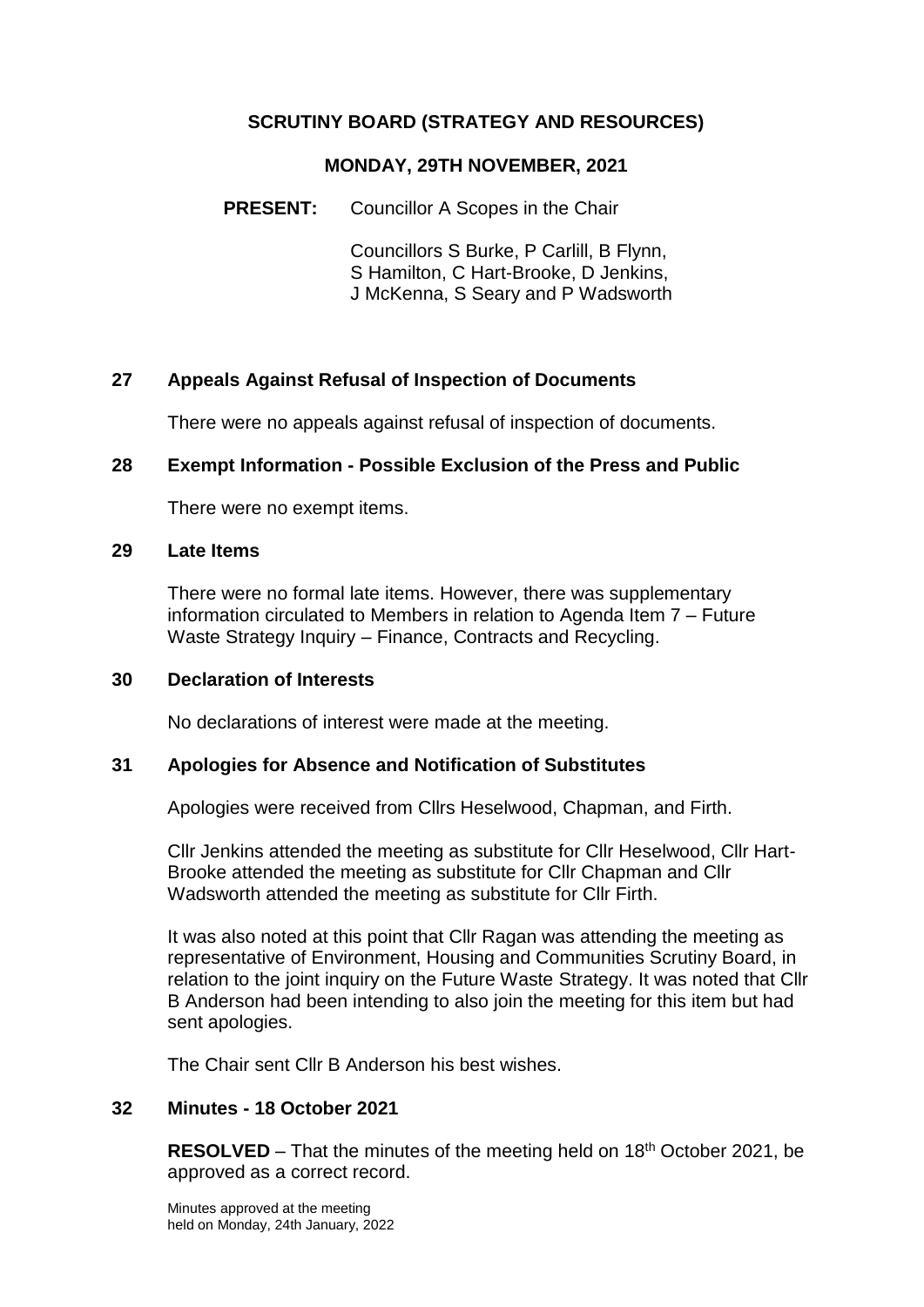# SCRUTINY BOARD (STRATEGY AND RESOURCES)

## MONDAY, 29TH NOVEMBER, 2021

**PRESENT:** Councillor A Scopes in the Chair

Councillors S Burke, P Carlill, B Flynn, S Hamilton, C Hart-Brooke, D Jenkins, J McKenna, S Seary and P Wadsworth

### 27 Appeals Against Refusal of Inspection of Documents

There were no appeals against refusal of inspection of documents.

### 28 Exempt Information - Possible Exclusion of the Press and Public

There were no exempt items.

### 29 Late Items

There were no formal late items. However, there was supplementary information circulated to Members in relation to Agenda Item 7 – Future Waste Strategy Inquiry – Finance, Contracts and Recycling.

### 30 Declaration of Interests

No declarations of interest were made at the meeting.

### 31 Apologies for Absence and Notification of Substitutes

Apologies were received from Cllrs Heselwood, Chapman, and Firth.

Cllr Jenkins attended the meeting as substitute for Cllr Heselwood, Cllr Hart-Brooke attended the meeting as substitute for Cllr Chapman and Cllr Wadsworth attended the meeting as substitute for Cllr Firth.

It was also noted at this point that Cllr Ragan was attending the meeting as representative of Environment, Housing and Communities Scrutiny Board, in relation to the joint inquiry on the Future Waste Strategy. It was noted that Cllr B Anderson had been intending to also join the meeting for this item but had sent apologies.

The Chair sent Cllr B Anderson his best wishes.

### 32 Minutes - 18 October 2021

**RESOLVED** – That the minutes of the meeting held on 18th October 2021, be approved as a correct record.

Minutes approved at the meeting held on Monday, 24th January, 2022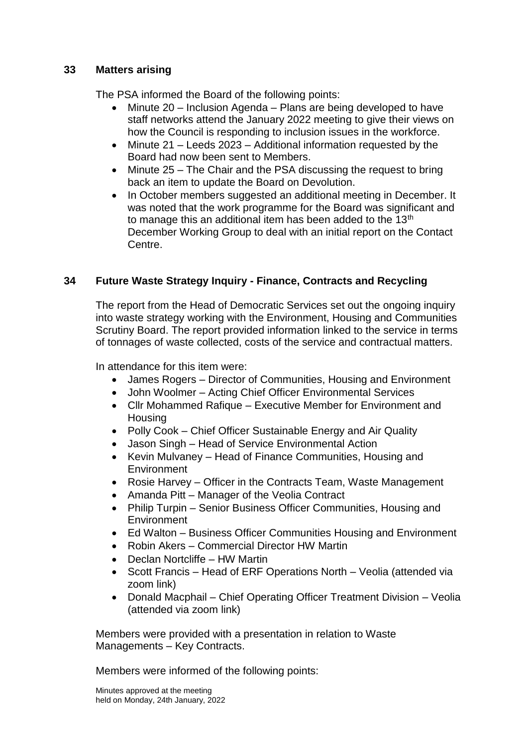## 33 Matters arising

The PSA informed the Board of the following points:

- Minute 20 – Inclusion Agenda – Plans are being developed to have staff networks attend the January 2022 meeting to give their views on how the Council is responding to inclusion issues in the workforce.
- Minute 21 – Leeds 2023 – Additional information requested by the Board had now been sent to Members.
- Minute 25 – The Chair and the PSA discussing the request to bring back an item to update the Board on Devolution.
- In October members suggested an additional meeting in December. It was noted that the work programme for the Board was significant and to manage this an additional item has been added to the 13th December Working Group to deal with an initial report on the Contact Centre.

## 34 Future Waste Strategy Inquiry - Finance, Contracts and Recycling

The report from the Head of Democratic Services set out the ongoing inquiry into waste strategy working with the Environment, Housing and Communities Scrutiny Board. The report provided information linked to the service in terms of tonnages of waste collected, costs of the service and contractual matters.

In attendance for this item were:

- James Rogers – Director of Communities, Housing and Environment
- John Woolmer – Acting Chief Officer Environmental Services
- Cllr Mohammed Rafique – Executive Member for Environment and Housing
- Polly Cook – Chief Officer Sustainable Energy and Air Quality
- Jason Singh – Head of Service Environmental Action
- Kevin Mulvaney – Head of Finance Communities, Housing and Environment
- Rosie Harvey – Officer in the Contracts Team, Waste Management
- Amanda Pitt – Manager of the Veolia Contract
- Philip Turpin – Senior Business Officer Communities, Housing and Environment
- Ed Walton – Business Officer Communities Housing and Environment
- Robin Akers – Commercial Director HW Martin
- Declan Nortcliffe – HW Martin
- Scott Francis – Head of ERF Operations North – Veolia (attended via zoom link)
- Donald Macphail – Chief Operating Officer Treatment Division – Veolia (attended via zoom link)

Members were provided with a presentation in relation to Waste Managements – Key Contracts.

Members were informed of the following points: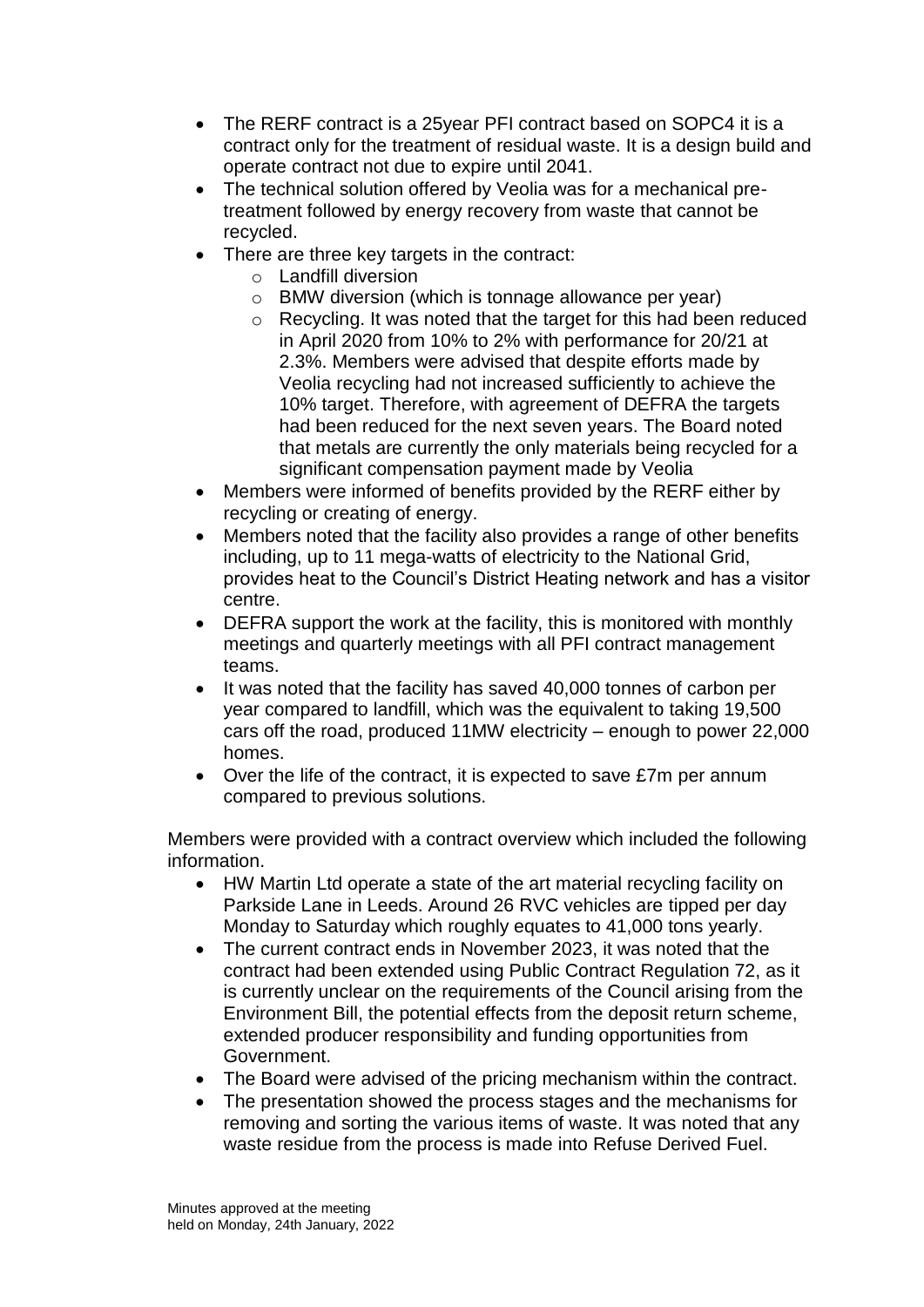- The RERF contract is a 25year PFI contract based on SOPC4 it is a contract only for the treatment of residual waste. It is a design build and operate contract not due to expire until 2041.
- The technical solution offered by Veolia was for a mechanical pre-treatment followed by energy recovery from waste that cannot be recycled.
- There are three key targets in the contract:
  - Landfill diversion
  - BMW diversion (which is tonnage allowance per year)
  - Recycling. It was noted that the target for this had been reduced in April 2020 from 10% to 2% with performance for 20/21 at 2.3%. Members were advised that despite efforts made by Veolia recycling had not increased sufficiently to achieve the 10% target. Therefore, with agreement of DEFRA the targets had been reduced for the next seven years. The Board noted that metals are currently the only materials being recycled for a significant compensation payment made by Veolia
- Members were informed of benefits provided by the RERF either by recycling or creating of energy.
- Members noted that the facility also provides a range of other benefits including, up to 11 mega-watts of electricity to the National Grid, provides heat to the Council's District Heating network and has a visitor centre.
- DEFRA support the work at the facility, this is monitored with monthly meetings and quarterly meetings with all PFI contract management teams.
- It was noted that the facility has saved 40,000 tonnes of carbon per year compared to landfill, which was the equivalent to taking 19,500 cars off the road, produced 11MW electricity – enough to power 22,000 homes.
- Over the life of the contract, it is expected to save £7m per annum compared to previous solutions.

Members were provided with a contract overview which included the following information.

- HW Martin Ltd operate a state of the art material recycling facility on Parkside Lane in Leeds. Around 26 RVC vehicles are tipped per day Monday to Saturday which roughly equates to 41,000 tons yearly.
- The current contract ends in November 2023, it was noted that the contract had been extended using Public Contract Regulation 72, as it is currently unclear on the requirements of the Council arising from the Environment Bill, the potential effects from the deposit return scheme, extended producer responsibility and funding opportunities from Government.
- The Board were advised of the pricing mechanism within the contract.
- The presentation showed the process stages and the mechanisms for removing and sorting the various items of waste. It was noted that any waste residue from the process is made into Refuse Derived Fuel.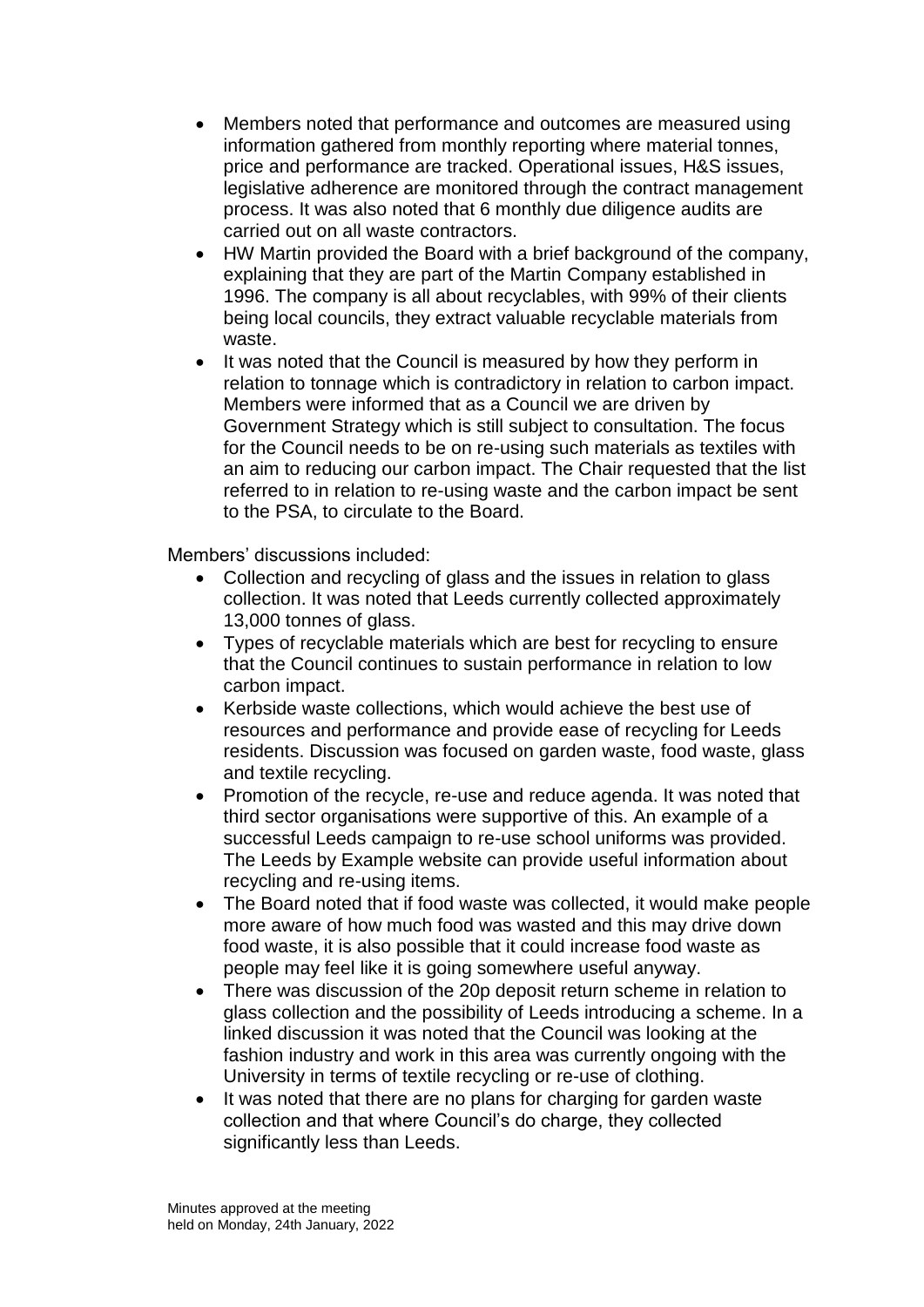- Members noted that performance and outcomes are measured using information gathered from monthly reporting where material tonnes, price and performance are tracked. Operational issues, H&S issues, legislative adherence are monitored through the contract management process. It was also noted that 6 monthly due diligence audits are carried out on all waste contractors.
- HW Martin provided the Board with a brief background of the company, explaining that they are part of the Martin Company established in 1996. The company is all about recyclables, with 99% of their clients being local councils, they extract valuable recyclable materials from waste.
- It was noted that the Council is measured by how they perform in relation to tonnage which is contradictory in relation to carbon impact. Members were informed that as a Council we are driven by Government Strategy which is still subject to consultation. The focus for the Council needs to be on re-using such materials as textiles with an aim to reducing our carbon impact. The Chair requested that the list referred to in relation to re-using waste and the carbon impact be sent to the PSA, to circulate to the Board.

Members' discussions included:

- Collection and recycling of glass and the issues in relation to glass collection. It was noted that Leeds currently collected approximately 13,000 tonnes of glass.
- Types of recyclable materials which are best for recycling to ensure that the Council continues to sustain performance in relation to low carbon impact.
- Kerbside waste collections, which would achieve the best use of resources and performance and provide ease of recycling for Leeds residents. Discussion was focused on garden waste, food waste, glass and textile recycling.
- Promotion of the recycle, re-use and reduce agenda. It was noted that third sector organisations were supportive of this. An example of a successful Leeds campaign to re-use school uniforms was provided. The Leeds by Example website can provide useful information about recycling and re-using items.
- The Board noted that if food waste was collected, it would make people more aware of how much food was wasted and this may drive down food waste, it is also possible that it could increase food waste as people may feel like it is going somewhere useful anyway.
- There was discussion of the 20p deposit return scheme in relation to glass collection and the possibility of Leeds introducing a scheme. In a linked discussion it was noted that the Council was looking at the fashion industry and work in this area was currently ongoing with the University in terms of textile recycling or re-use of clothing.
- It was noted that there are no plans for charging for garden waste collection and that where Council's do charge, they collected significantly less than Leeds.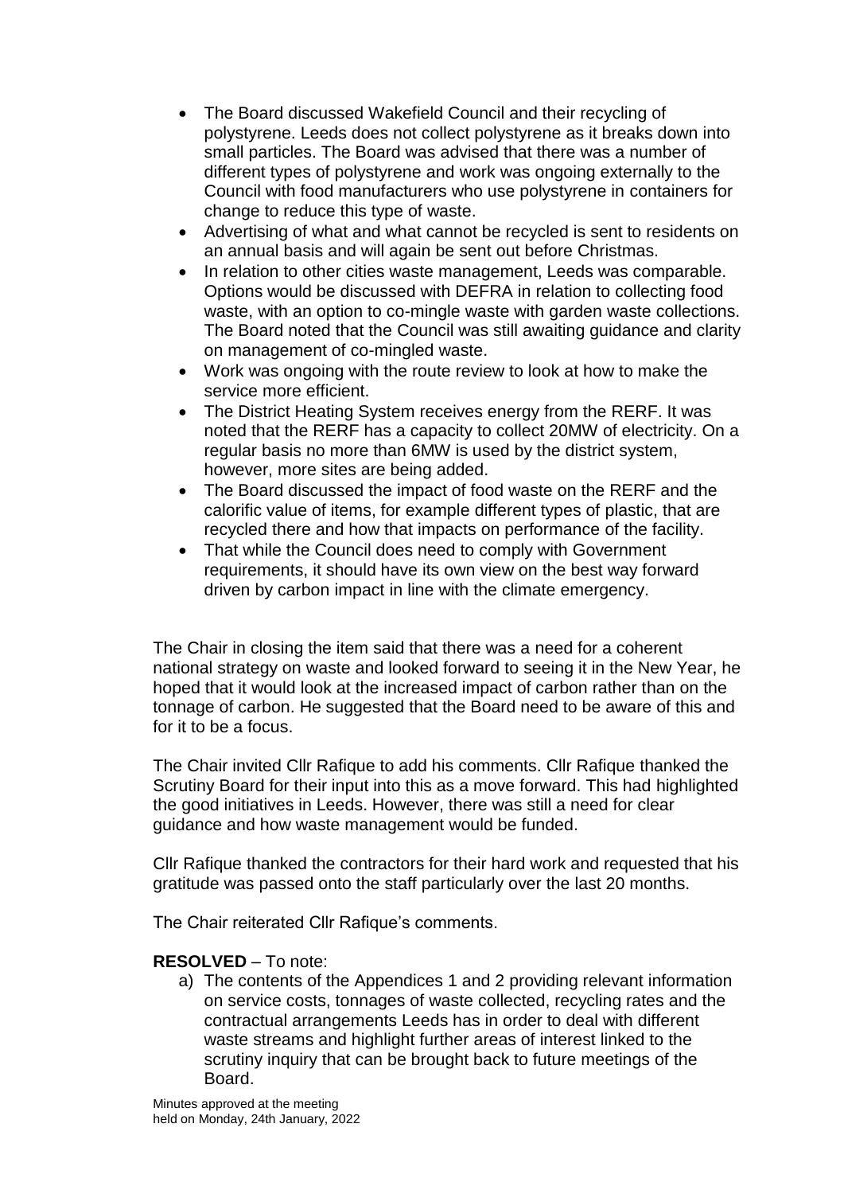- The Board discussed Wakefield Council and their recycling of polystyrene. Leeds does not collect polystyrene as it breaks down into small particles. The Board was advised that there was a number of different types of polystyrene and work was ongoing externally to the Council with food manufacturers who use polystyrene in containers for change to reduce this type of waste.
- Advertising of what and what cannot be recycled is sent to residents on an annual basis and will again be sent out before Christmas.
- In relation to other cities waste management, Leeds was comparable. Options would be discussed with DEFRA in relation to collecting food waste, with an option to co-mingle waste with garden waste collections. The Board noted that the Council was still awaiting guidance and clarity on management of co-mingled waste.
- Work was ongoing with the route review to look at how to make the service more efficient.
- The District Heating System receives energy from the RERF. It was noted that the RERF has a capacity to collect 20MW of electricity. On a regular basis no more than 6MW is used by the district system, however, more sites are being added.
- The Board discussed the impact of food waste on the RERF and the calorific value of items, for example different types of plastic, that are recycled there and how that impacts on performance of the facility.
- That while the Council does need to comply with Government requirements, it should have its own view on the best way forward driven by carbon impact in line with the climate emergency.

The Chair in closing the item said that there was a need for a coherent national strategy on waste and looked forward to seeing it in the New Year, he hoped that it would look at the increased impact of carbon rather than on the tonnage of carbon. He suggested that the Board need to be aware of this and for it to be a focus.

The Chair invited Cllr Rafique to add his comments. Cllr Rafique thanked the Scrutiny Board for their input into this as a move forward. This had highlighted the good initiatives in Leeds. However, there was still a need for clear guidance and how waste management would be funded.

Cllr Rafique thanked the contractors for their hard work and requested that his gratitude was passed onto the staff particularly over the last 20 months.

The Chair reiterated Cllr Rafique's comments.

**RESOLVED** – To note:

a) The contents of the Appendices 1 and 2 providing relevant information on service costs, tonnages of waste collected, recycling rates and the contractual arrangements Leeds has in order to deal with different waste streams and highlight further areas of interest linked to the scrutiny inquiry that can be brought back to future meetings of the Board.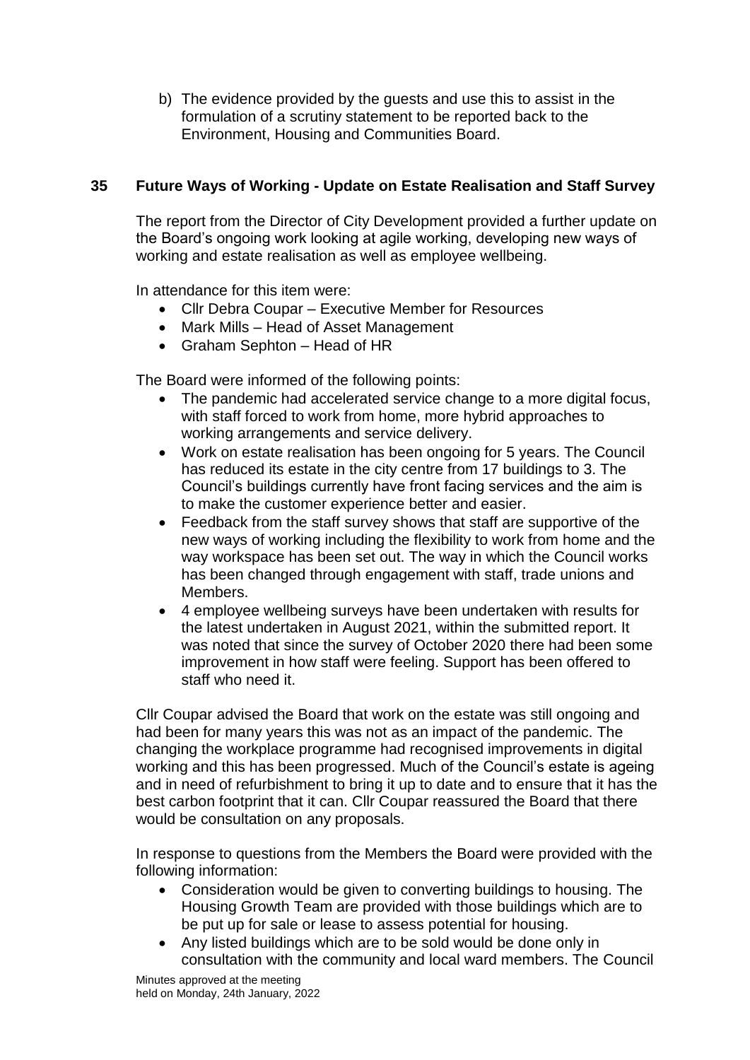b) The evidence provided by the guests and use this to assist in the formulation of a scrutiny statement to be reported back to the Environment, Housing and Communities Board.

## 35 Future Ways of Working - Update on Estate Realisation and Staff Survey

The report from the Director of City Development provided a further update on the Board's ongoing work looking at agile working, developing new ways of working and estate realisation as well as employee wellbeing.

In attendance for this item were:

- Cllr Debra Coupar – Executive Member for Resources
- Mark Mills – Head of Asset Management
- Graham Sephton – Head of HR

The Board were informed of the following points:

- The pandemic had accelerated service change to a more digital focus, with staff forced to work from home, more hybrid approaches to working arrangements and service delivery.
- Work on estate realisation has been ongoing for 5 years. The Council has reduced its estate in the city centre from 17 buildings to 3. The Council's buildings currently have front facing services and the aim is to make the customer experience better and easier.
- Feedback from the staff survey shows that staff are supportive of the new ways of working including the flexibility to work from home and the way workspace has been set out. The way in which the Council works has been changed through engagement with staff, trade unions and Members.
- 4 employee wellbeing surveys have been undertaken with results for the latest undertaken in August 2021, within the submitted report. It was noted that since the survey of October 2020 there had been some improvement in how staff were feeling. Support has been offered to staff who need it.

Cllr Coupar advised the Board that work on the estate was still ongoing and had been for many years this was not as an impact of the pandemic. The changing the workplace programme had recognised improvements in digital working and this has been progressed. Much of the Council's estate is ageing and in need of refurbishment to bring it up to date and to ensure that it has the best carbon footprint that it can. Cllr Coupar reassured the Board that there would be consultation on any proposals.

In response to questions from the Members the Board were provided with the following information:

- Consideration would be given to converting buildings to housing. The Housing Growth Team are provided with those buildings which are to be put up for sale or lease to assess potential for housing.
- Any listed buildings which are to be sold would be done only in consultation with the community and local ward members. The Council

Minutes approved at the meeting
held on Monday, 24th January, 2022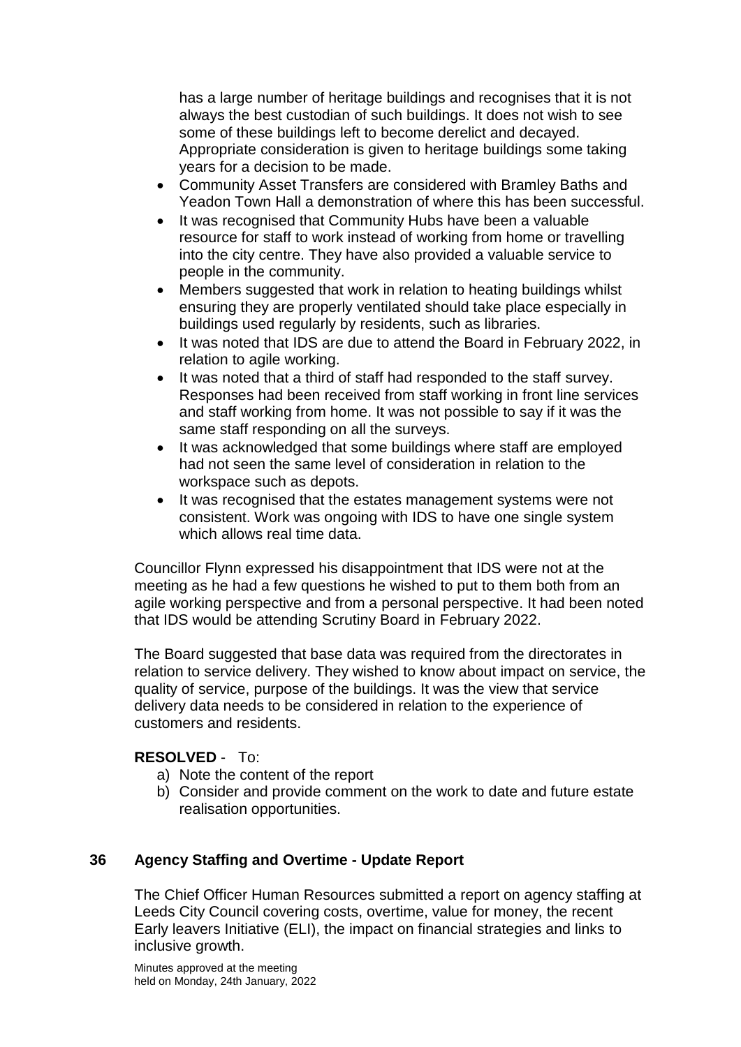has a large number of heritage buildings and recognises that it is not always the best custodian of such buildings. It does not wish to see some of these buildings left to become derelict and decayed. Appropriate consideration is given to heritage buildings some taking years for a decision to be made.

- Community Asset Transfers are considered with Bramley Baths and Yeadon Town Hall a demonstration of where this has been successful.
- It was recognised that Community Hubs have been a valuable resource for staff to work instead of working from home or travelling into the city centre. They have also provided a valuable service to people in the community.
- Members suggested that work in relation to heating buildings whilst ensuring they are properly ventilated should take place especially in buildings used regularly by residents, such as libraries.
- It was noted that IDS are due to attend the Board in February 2022, in relation to agile working.
- It was noted that a third of staff had responded to the staff survey. Responses had been received from staff working in front line services and staff working from home. It was not possible to say if it was the same staff responding on all the surveys.
- It was acknowledged that some buildings where staff are employed had not seen the same level of consideration in relation to the workspace such as depots.
- It was recognised that the estates management systems were not consistent. Work was ongoing with IDS to have one single system which allows real time data.

Councillor Flynn expressed his disappointment that IDS were not at the meeting as he had a few questions he wished to put to them both from an agile working perspective and from a personal perspective. It had been noted that IDS would be attending Scrutiny Board in February 2022.

The Board suggested that base data was required from the directorates in relation to service delivery. They wished to know about impact on service, the quality of service, purpose of the buildings. It was the view that service delivery data needs to be considered in relation to the experience of customers and residents.

**RESOLVED** - To:

a) Note the content of the report
b) Consider and provide comment on the work to date and future estate realisation opportunities.

## 36 Agency Staffing and Overtime - Update Report

The Chief Officer Human Resources submitted a report on agency staffing at Leeds City Council covering costs, overtime, value for money, the recent Early leavers Initiative (ELI), the impact on financial strategies and links to inclusive growth.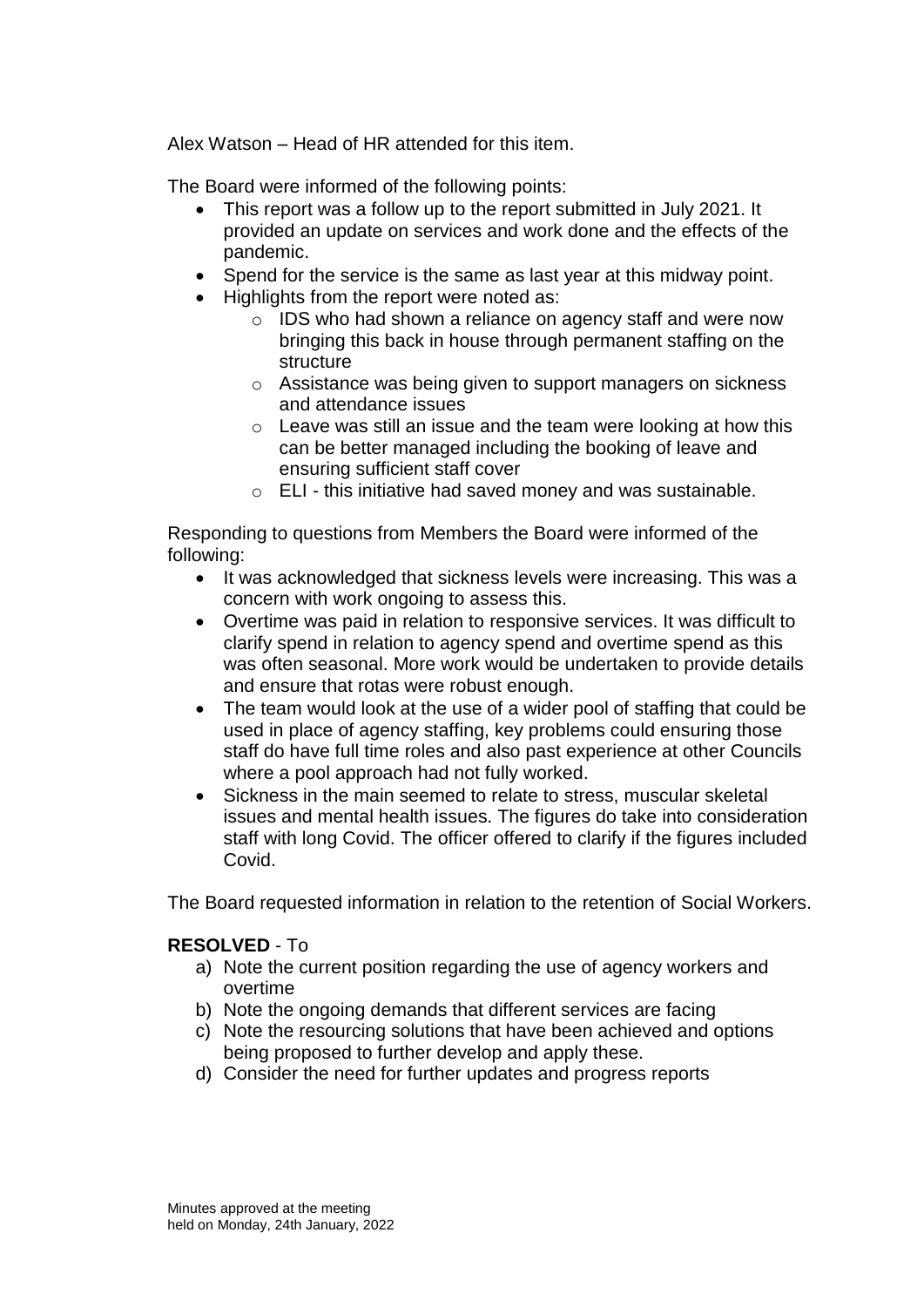Alex Watson – Head of HR attended for this item.

The Board were informed of the following points:

- This report was a follow up to the report submitted in July 2021. It provided an update on services and work done and the effects of the pandemic.
- Spend for the service is the same as last year at this midway point.
- Highlights from the report were noted as:
  - IDS who had shown a reliance on agency staff and were now bringing this back in house through permanent staffing on the structure
  - Assistance was being given to support managers on sickness and attendance issues
  - Leave was still an issue and the team were looking at how this can be better managed including the booking of leave and ensuring sufficient staff cover
  - ELI - this initiative had saved money and was sustainable.

Responding to questions from Members the Board were informed of the following:

- It was acknowledged that sickness levels were increasing. This was a concern with work ongoing to assess this.
- Overtime was paid in relation to responsive services. It was difficult to clarify spend in relation to agency spend and overtime spend as this was often seasonal. More work would be undertaken to provide details and ensure that rotas were robust enough.
- The team would look at the use of a wider pool of staffing that could be used in place of agency staffing, key problems could ensuring those staff do have full time roles and also past experience at other Councils where a pool approach had not fully worked.
- Sickness in the main seemed to relate to stress, muscular skeletal issues and mental health issues. The figures do take into consideration staff with long Covid. The officer offered to clarify if the figures included Covid.

The Board requested information in relation to the retention of Social Workers.

**RESOLVED** - To

a) Note the current position regarding the use of agency workers and overtime
b) Note the ongoing demands that different services are facing
c) Note the resourcing solutions that have been achieved and options being proposed to further develop and apply these.
d) Consider the need for further updates and progress reports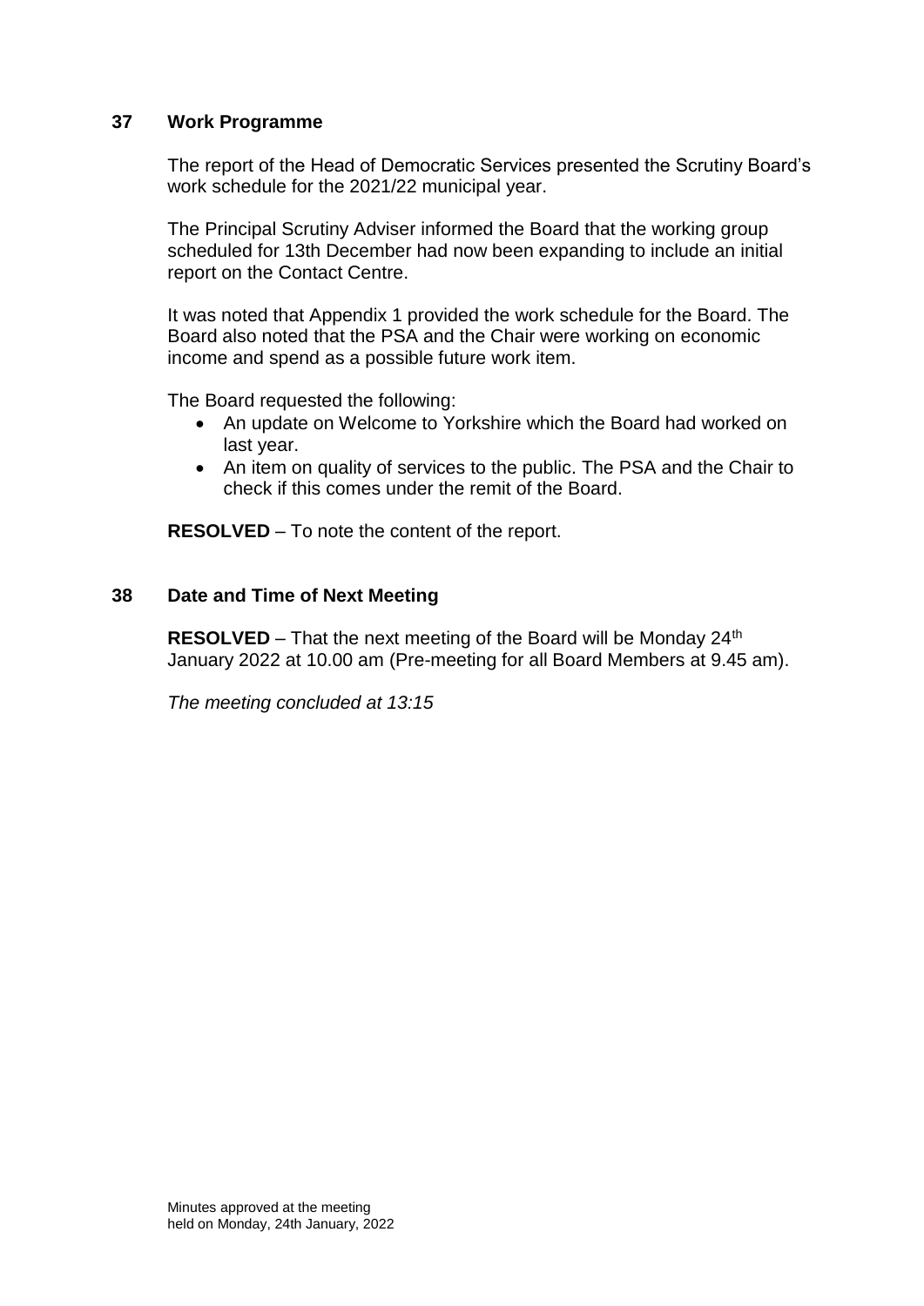## 37 Work Programme

The report of the Head of Democratic Services presented the Scrutiny Board's work schedule for the 2021/22 municipal year.

The Principal Scrutiny Adviser informed the Board that the working group scheduled for 13th December had now been expanding to include an initial report on the Contact Centre.

It was noted that Appendix 1 provided the work schedule for the Board. The Board also noted that the PSA and the Chair were working on economic income and spend as a possible future work item.

The Board requested the following:

- An update on Welcome to Yorkshire which the Board had worked on last year.
- An item on quality of services to the public. The PSA and the Chair to check if this comes under the remit of the Board.

**RESOLVED** – To note the content of the report.

## 38 Date and Time of Next Meeting

**RESOLVED** – That the next meeting of the Board will be Monday 24th January 2022 at 10.00 am (Pre-meeting for all Board Members at 9.45 am).

*The meeting concluded at 13:15*

Minutes approved at the meeting
held on Monday, 24th January, 2022